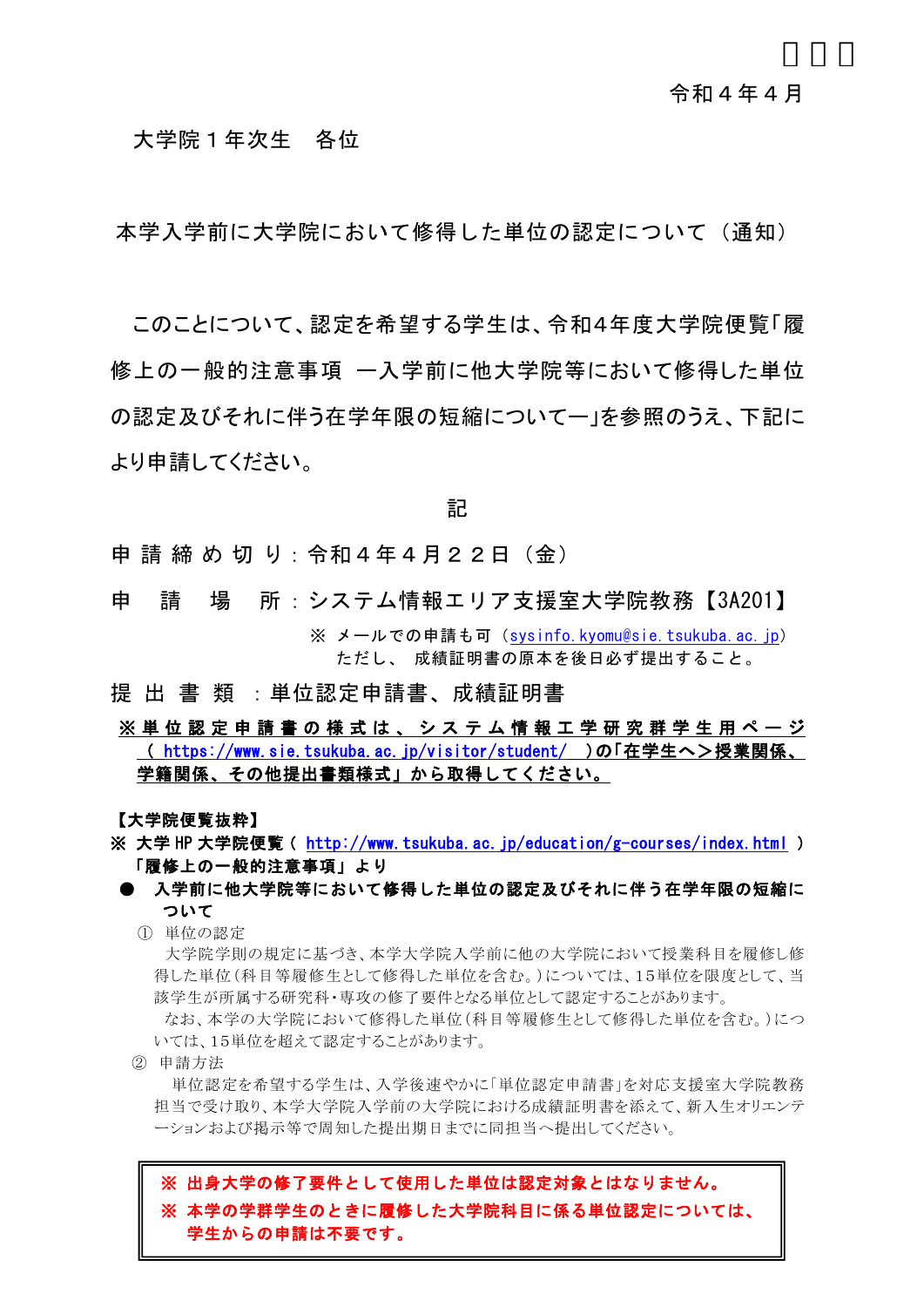令和４年４月

大学院１年次生　各位

## 本学入学前に大学院において修得した単位の認定について（通知）

このことについて、認定を希望する学生は、令和4年度大学院便覧「履修上の一般的注意事項 ―入学前に他大学院等において修得した単位の認定及びそれに伴う在学年限の短縮について―」を参照のうえ、下記により申請してください。

記

申請締め切り：令和４年４月２２日（金）

申　請　場　所：システム情報エリア支援室大学院教務【3A201】

※ メールでの申請も可（sysinfo.kyomu@sie.tsukuba.ac.jp）
ただし、 成績証明書の原本を後日必ず提出すること。

提 出 書 類 ：単位認定申請書、成績証明書

**※単位認定申請書の様式は、システム情報工学研究群学生用ページ（ https://www.sie.tsukuba.ac.jp/visitor/student/ ）の「在学生へ>授業関係、学籍関係、その他提出書類様式」から取得してください。**

**【大学院便覧抜粋】**

**※ 大学 HP 大学院便覧（ http://www.tsukuba.ac.jp/education/g-courses/index.html ）「履修上の一般的注意事項」より**

**● 入学前に他大学院等において修得した単位の認定及びそれに伴う在学年限の短縮について**

① 単位の認定

大学院学則の規定に基づき、本学大学院入学前に他の大学院において授業科目を履修し修得した単位(科目等履修生として修得した単位を含む。)については、15単位を限度として、当該学生が所属する研究科・専攻の修了要件となる単位として認定することがあります。

なお、本学の大学院において修得した単位(科目等履修生として修得した単位を含む。)については、15単位を超えて認定することがあります。

② 申請方法

単位認定を希望する学生は、入学後速やかに「単位認定申請書」を対応支援室大学院教務担当で受け取り、本学大学院入学前の大学院における成績証明書を添えて、新入生オリエンテーションおよび掲示等で周知した提出期日までに同担当へ提出してください。

**※ 出身大学の修了要件として使用した単位は認定対象とはなりません。**
**※ 本学の学群学生のときに履修した大学院科目に係る単位認定については、学生からの申請は不要です。**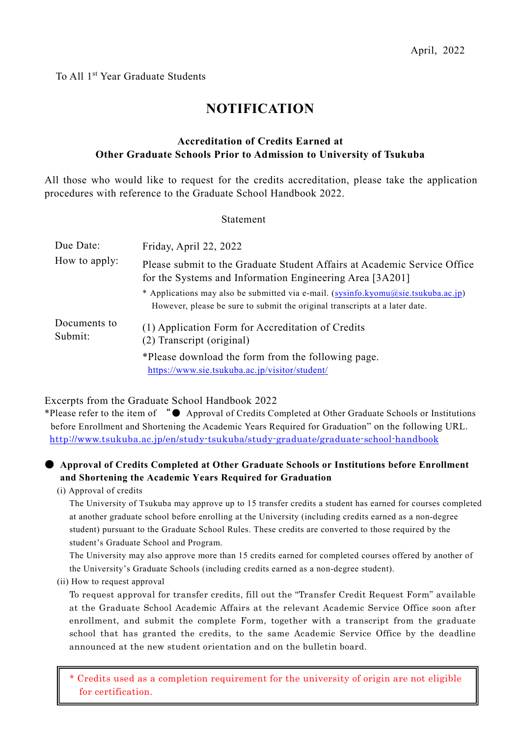April, 2022

To All 1st Year Graduate Students

# NOTIFICATION

**Accreditation of Credits Earned at**
**Other Graduate Schools Prior to Admission to University of Tsukuba**

All those who would like to request for the credits accreditation, please take the application procedures with reference to the Graduate School Handbook 2022.

Statement

| | |
|---|---|
| Due Date: | Friday, April 22, 2022 |
| How to apply: | Please submit to the Graduate Student Affairs at Academic Service Office for the Systems and Information Engineering Area [3A201]<br>* Applications may also be submitted via e-mail. (sysinfo.kyomu@sie.tsukuba.ac.jp)<br>However, please be sure to submit the original transcripts at a later date. |
| Documents to Submit: | (1) Application Form for Accreditation of Credits<br>(2) Transcript (original)<br>*Please download the form from the following page.<br>https://www.sie.tsukuba.ac.jp/visitor/student/ |

Excerpts from the Graduate School Handbook 2022

*Please refer to the item of "● Approval of Credits Completed at Other Graduate Schools or Institutions before Enrollment and Shortening the Academic Years Required for Graduation" on the following URL.
http://www.tsukuba.ac.jp/en/study-tsukuba/study-graduate/graduate-school-handbook

**● Approval of Credits Completed at Other Graduate Schools or Institutions before Enrollment and Shortening the Academic Years Required for Graduation**

(i) Approval of credits

The University of Tsukuba may approve up to 15 transfer credits a student has earned for courses completed at another graduate school before enrolling at the University (including credits earned as a non-degree student) pursuant to the Graduate School Rules. These credits are converted to those required by the student's Graduate School and Program.

The University may also approve more than 15 credits earned for completed courses offered by another of the University's Graduate Schools (including credits earned as a non-degree student).

(ii) How to request approval

To request approval for transfer credits, fill out the "Transfer Credit Request Form" available at the Graduate School Academic Affairs at the relevant Academic Service Office soon after enrollment, and submit the complete Form, together with a transcript from the graduate school that has granted the credits, to the same Academic Service Office by the deadline announced at the new student orientation and on the bulletin board.

* Credits used as a completion requirement for the university of origin are not eligible for certification.